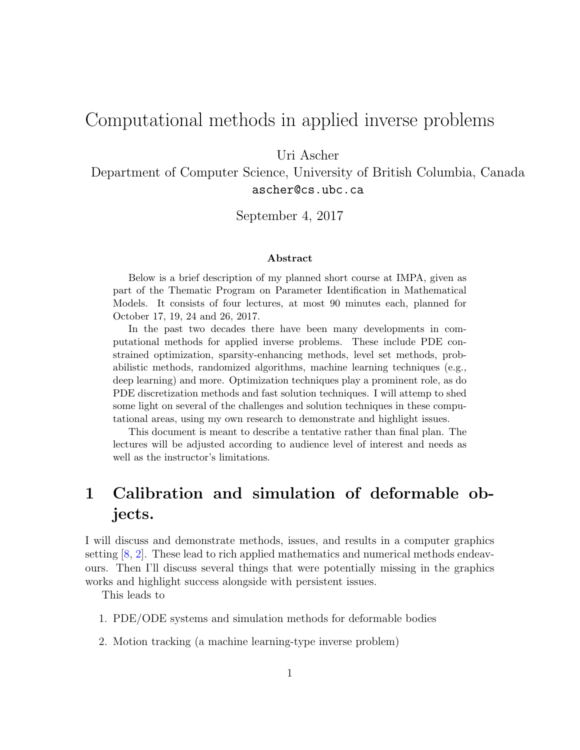# Computational methods in applied inverse problems

Uri Ascher

Department of Computer Science, University of British Columbia, Canada

ascher@cs.ubc.ca

September 4, 2017

### Abstract

Below is a brief description of my planned short course at IMPA, given as part of the Thematic Program on Parameter Identification in Mathematical Models. It consists of four lectures, at most 90 minutes each, planned for October 17, 19, 24 and 26, 2017.

In the past two decades there have been many developments in computational methods for applied inverse problems. These include PDE constrained optimization, sparsity-enhancing methods, level set methods, probabilistic methods, randomized algorithms, machine learning techniques (e.g., deep learning) and more. Optimization techniques play a prominent role, as do PDE discretization methods and fast solution techniques. I will attemp to shed some light on several of the challenges and solution techniques in these computational areas, using my own research to demonstrate and highlight issues.

This document is meant to describe a tentative rather than final plan. The lectures will be adjusted according to audience level of interest and needs as well as the instructor's limitations.

## 1 Calibration and simulation of deformable objects.

I will discuss and demonstrate methods, issues, and results in a computer graphics setting [8, 2]. These lead to rich applied mathematics and numerical methods endeavours. Then I'll discuss several things that were potentially missing in the graphics works and highlight success alongside with persistent issues.

This leads to

1. PDE/ODE systems and simulation methods for deformable bodies
2. Motion tracking (a machine learning-type inverse problem)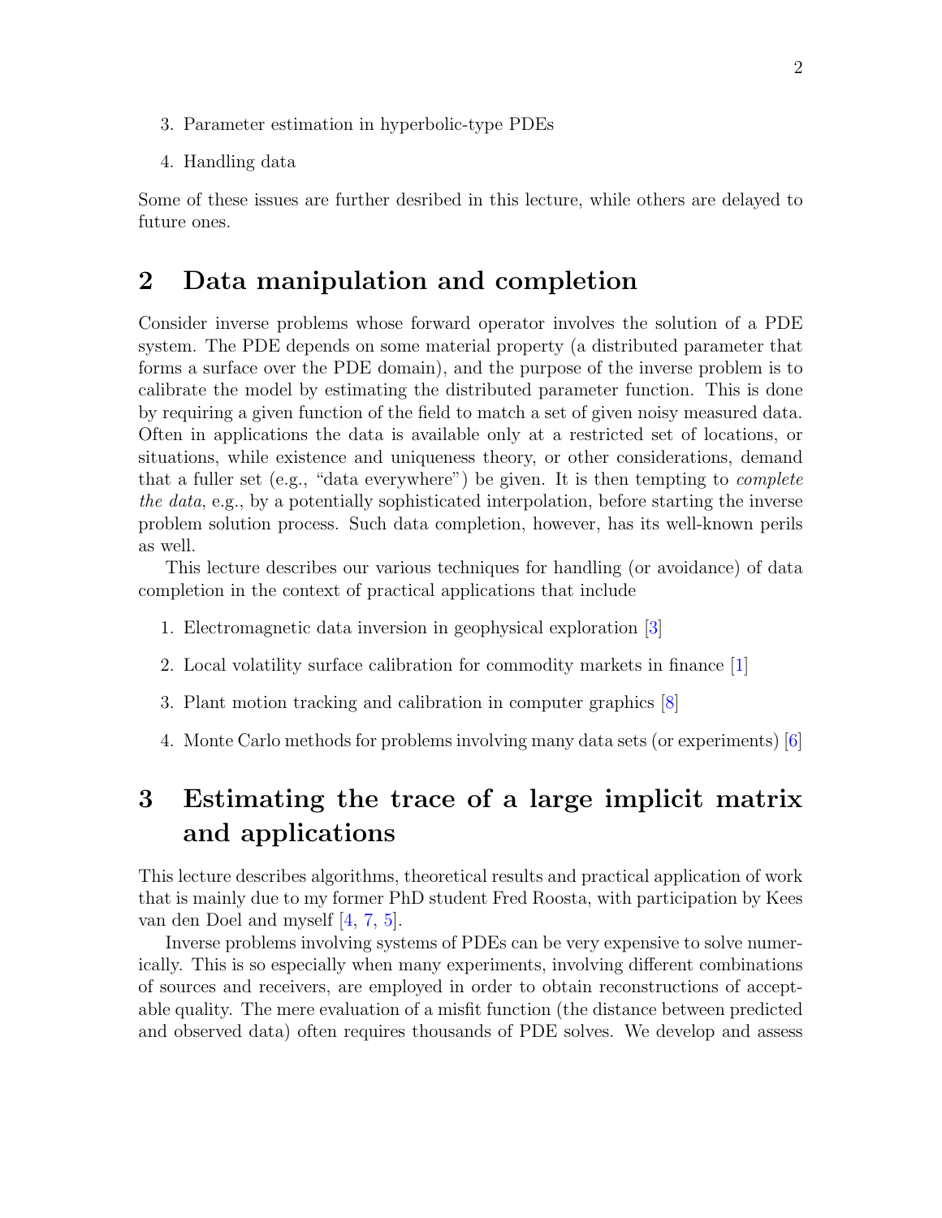3. Parameter estimation in hyperbolic-type PDEs
4. Handling data

Some of these issues are further desribed in this lecture, while others are delayed to future ones.

## 2 Data manipulation and completion

Consider inverse problems whose forward operator involves the solution of a PDE system. The PDE depends on some material property (a distributed parameter that forms a surface over the PDE domain), and the purpose of the inverse problem is to calibrate the model by estimating the distributed parameter function. This is done by requiring a given function of the field to match a set of given noisy measured data. Often in applications the data is available only at a restricted set of locations, or situations, while existence and uniqueness theory, or other considerations, demand that a fuller set (e.g., "data everywhere") be given. It is then tempting to *complete the data*, e.g., by a potentially sophisticated interpolation, before starting the inverse problem solution process. Such data completion, however, has its well-known perils as well.

This lecture describes our various techniques for handling (or avoidance) of data completion in the context of practical applications that include

1. Electromagnetic data inversion in geophysical exploration [3]
2. Local volatility surface calibration for commodity markets in finance [1]
3. Plant motion tracking and calibration in computer graphics [8]
4. Monte Carlo methods for problems involving many data sets (or experiments) [6]

## 3 Estimating the trace of a large implicit matrix and applications

This lecture describes algorithms, theoretical results and practical application of work that is mainly due to my former PhD student Fred Roosta, with participation by Kees van den Doel and myself [4, 7, 5].

Inverse problems involving systems of PDEs can be very expensive to solve numerically. This is so especially when many experiments, involving different combinations of sources and receivers, are employed in order to obtain reconstructions of acceptable quality. The mere evaluation of a misfit function (the distance between predicted and observed data) often requires thousands of PDE solves. We develop and assess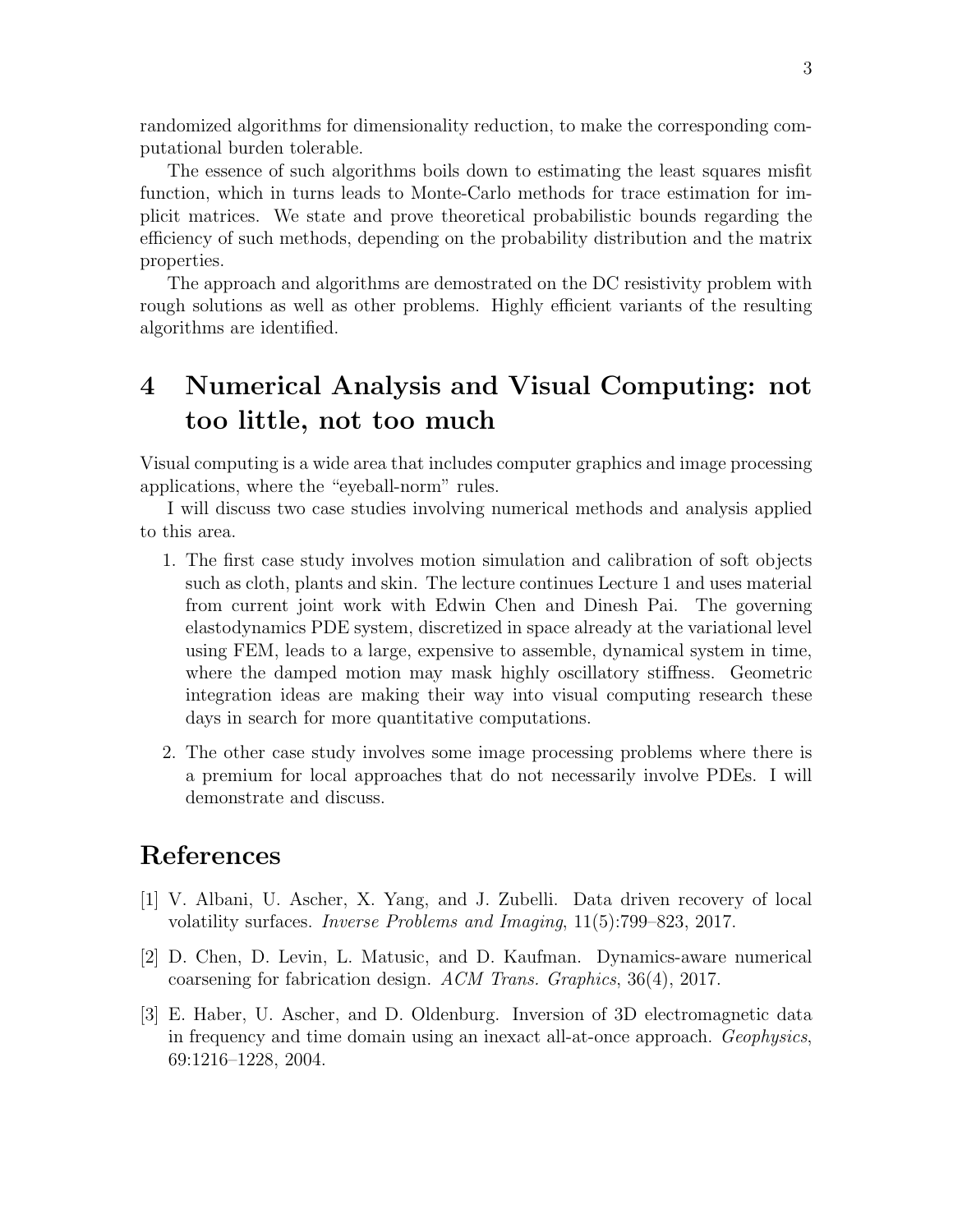randomized algorithms for dimensionality reduction, to make the corresponding computational burden tolerable.

The essence of such algorithms boils down to estimating the least squares misfit function, which in turns leads to Monte-Carlo methods for trace estimation for implicit matrices. We state and prove theoretical probabilistic bounds regarding the efficiency of such methods, depending on the probability distribution and the matrix properties.

The approach and algorithms are demostrated on the DC resistivity problem with rough solutions as well as other problems. Highly efficient variants of the resulting algorithms are identified.

# 4 Numerical Analysis and Visual Computing: not too little, not too much

Visual computing is a wide area that includes computer graphics and image processing applications, where the "eyeball-norm" rules.

I will discuss two case studies involving numerical methods and analysis applied to this area.

1. The first case study involves motion simulation and calibration of soft objects such as cloth, plants and skin. The lecture continues Lecture 1 and uses material from current joint work with Edwin Chen and Dinesh Pai. The governing elastodynamics PDE system, discretized in space already at the variational level using FEM, leads to a large, expensive to assemble, dynamical system in time, where the damped motion may mask highly oscillatory stiffness. Geometric integration ideas are making their way into visual computing research these days in search for more quantitative computations.

2. The other case study involves some image processing problems where there is a premium for local approaches that do not necessarily involve PDEs. I will demonstrate and discuss.

# References

[1] V. Albani, U. Ascher, X. Yang, and J. Zubelli. Data driven recovery of local volatility surfaces. *Inverse Problems and Imaging*, 11(5):799–823, 2017.

[2] D. Chen, D. Levin, L. Matusic, and D. Kaufman. Dynamics-aware numerical coarsening for fabrication design. *ACM Trans. Graphics*, 36(4), 2017.

[3] E. Haber, U. Ascher, and D. Oldenburg. Inversion of 3D electromagnetic data in frequency and time domain using an inexact all-at-once approach. *Geophysics*, 69:1216–1228, 2004.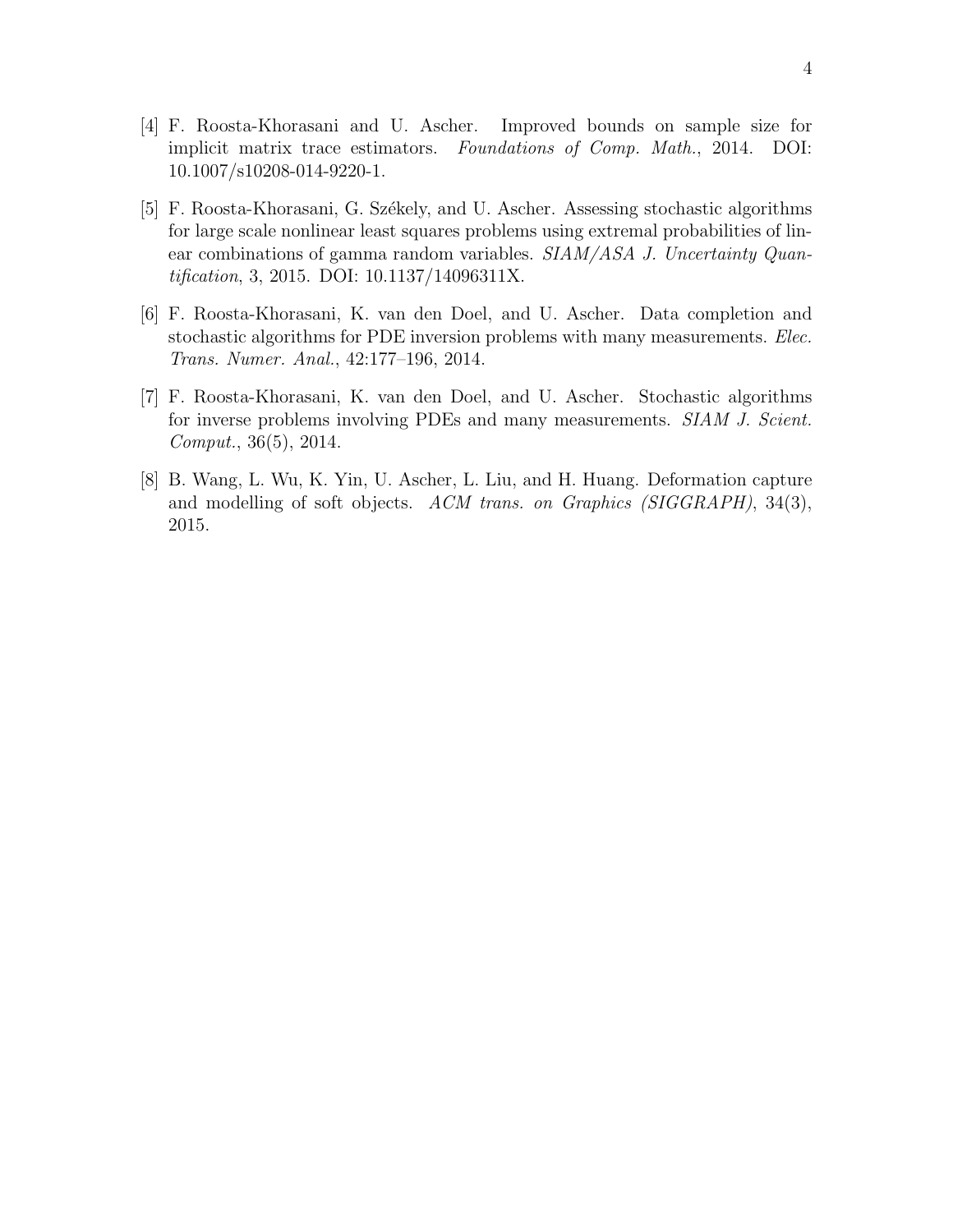[4] F. Roosta-Khorasani and U. Ascher. Improved bounds on sample size for implicit matrix trace estimators. *Foundations of Comp. Math.*, 2014. DOI: 10.1007/s10208-014-9220-1.

[5] F. Roosta-Khorasani, G. Székely, and U. Ascher. Assessing stochastic algorithms for large scale nonlinear least squares problems using extremal probabilities of linear combinations of gamma random variables. *SIAM/ASA J. Uncertainty Quantification*, 3, 2015. DOI: 10.1137/14096311X.

[6] F. Roosta-Khorasani, K. van den Doel, and U. Ascher. Data completion and stochastic algorithms for PDE inversion problems with many measurements. *Elec. Trans. Numer. Anal.*, 42:177–196, 2014.

[7] F. Roosta-Khorasani, K. van den Doel, and U. Ascher. Stochastic algorithms for inverse problems involving PDEs and many measurements. *SIAM J. Scient. Comput.*, 36(5), 2014.

[8] B. Wang, L. Wu, K. Yin, U. Ascher, L. Liu, and H. Huang. Deformation capture and modelling of soft objects. *ACM trans. on Graphics (SIGGRAPH)*, 34(3), 2015.